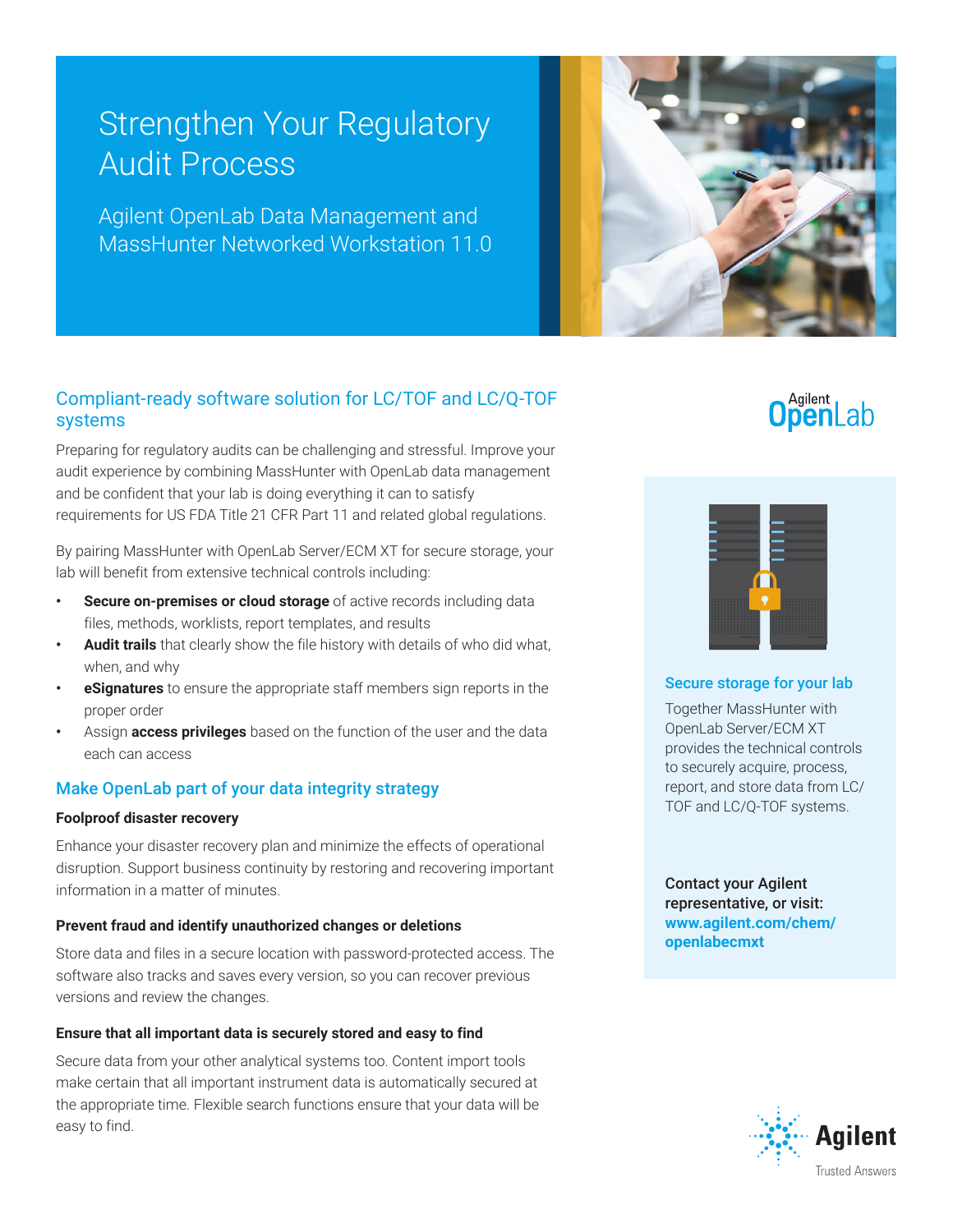# Strengthen Your Regulatory Audit Process

Agilent OpenLab Data Management and MassHunter Networked Workstation 11.0

## Compliant-ready software solution for LC/TOF and LC/Q-TOF systems

Preparing for regulatory audits can be challenging and stressful. Improve your audit experience by combining MassHunter with OpenLab data management and be confident that your lab is doing everything it can to satisfy requirements for US FDA Title 21 CFR Part 11 and related global regulations.

By pairing MassHunter with OpenLab Server/ECM XT for secure storage, your lab will benefit from extensive technical controls including:

- **Secure on-premises or cloud storage** of active records including data files, methods, worklists, report templates, and results
- **Audit trails** that clearly show the file history with details of who did what, when, and why
- **eSignatures** to ensure the appropriate staff members sign reports in the proper order
- Assign **access privileges** based on the function of the user and the data each can access

## Make OpenLab part of your data integrity strategy

### Foolproof disaster recovery

Enhance your disaster recovery plan and minimize the effects of operational disruption. Support business continuity by restoring and recovering important information in a matter of minutes.

### Prevent fraud and identify unauthorized changes or deletions

Store data and files in a secure location with password-protected access. The software also tracks and saves every version, so you can recover previous versions and review the changes.

### Ensure that all important data is securely stored and easy to find

Secure data from your other analytical systems too. Content import tools make certain that all important instrument data is automatically secured at the appropriate time. Flexible search functions ensure that your data will be easy to find.

Agilent OpenLab

### Secure storage for your lab

Together MassHunter with OpenLab Server/ECM XT provides the technical controls to securely acquire, process, report, and store data from LC/TOF and LC/Q-TOF systems.

**Contact your Agilent representative, or visit: www.agilent.com/chem/openlabecmxt**

Agilent Trusted Answers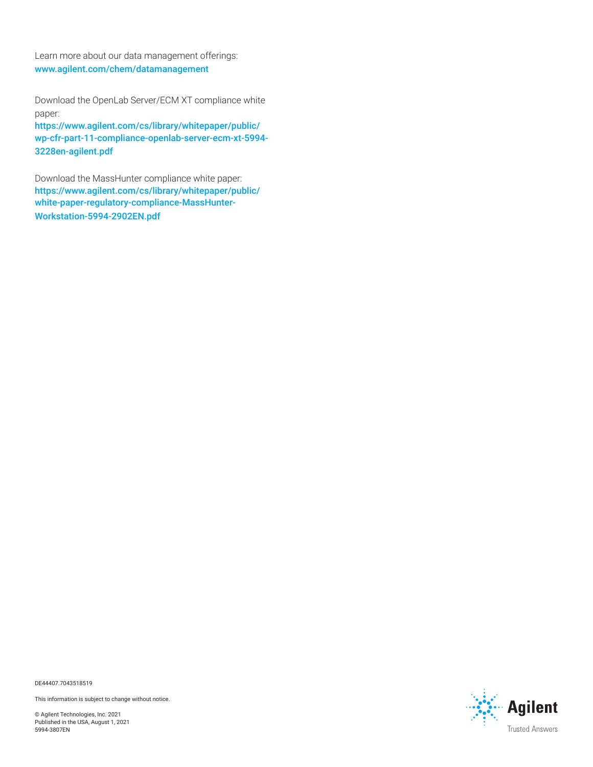Learn more about our data management offerings:
www.agilent.com/chem/datamanagement

Download the OpenLab Server/ECM XT compliance white paper:
https://www.agilent.com/cs/library/whitepaper/public/wp-cfr-part-11-compliance-openlab-server-ecm-xt-5994-3228en-agilent.pdf

Download the MassHunter compliance white paper:
https://www.agilent.com/cs/library/whitepaper/public/white-paper-regulatory-compliance-MassHunter-Workstation-5994-2902EN.pdf

DE44407.7043518519

This information is subject to change without notice.

© Agilent Technologies, Inc. 2021
Published in the USA, August 1, 2021
5994-3807EN

Agilent
Trusted Answers